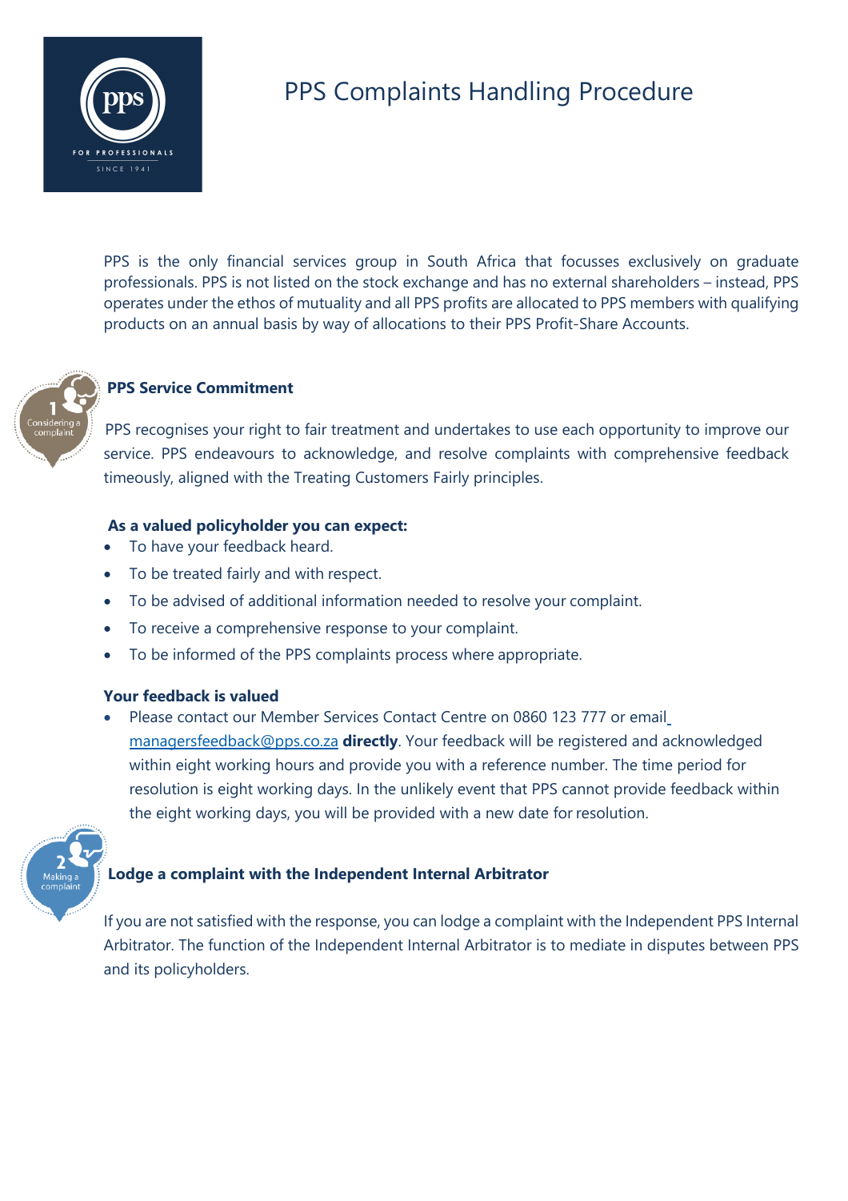# PPS Complaints Handling Procedure

PPS is the only financial services group in South Africa that focusses exclusively on graduate professionals. PPS is not listed on the stock exchange and has no external shareholders – instead, PPS operates under the ethos of mutuality and all PPS profits are allocated to PPS members with qualifying products on an annual basis by way of allocations to their PPS Profit-Share Accounts.

1 Considering a complaint

## PPS Service Commitment

PPS recognises your right to fair treatment and undertakes to use each opportunity to improve our service. PPS endeavours to acknowledge, and resolve complaints with comprehensive feedback timeously, aligned with the Treating Customers Fairly principles.

**As a valued policyholder you can expect:**

- To have your feedback heard.
- To be treated fairly and with respect.
- To be advised of additional information needed to resolve your complaint.
- To receive a comprehensive response to your complaint.
- To be informed of the PPS complaints process where appropriate.

**Your feedback is valued**

- Please contact our Member Services Contact Centre on 0860 123 777 or email managersfeedback@pps.co.za **directly**. Your feedback will be registered and acknowledged within eight working hours and provide you with a reference number. The time period for resolution is eight working days. In the unlikely event that PPS cannot provide feedback within the eight working days, you will be provided with a new date for resolution.

2 Making a complaint

## Lodge a complaint with the Independent Internal Arbitrator

If you are not satisfied with the response, you can lodge a complaint with the Independent PPS Internal Arbitrator. The function of the Independent Internal Arbitrator is to mediate in disputes between PPS and its policyholders.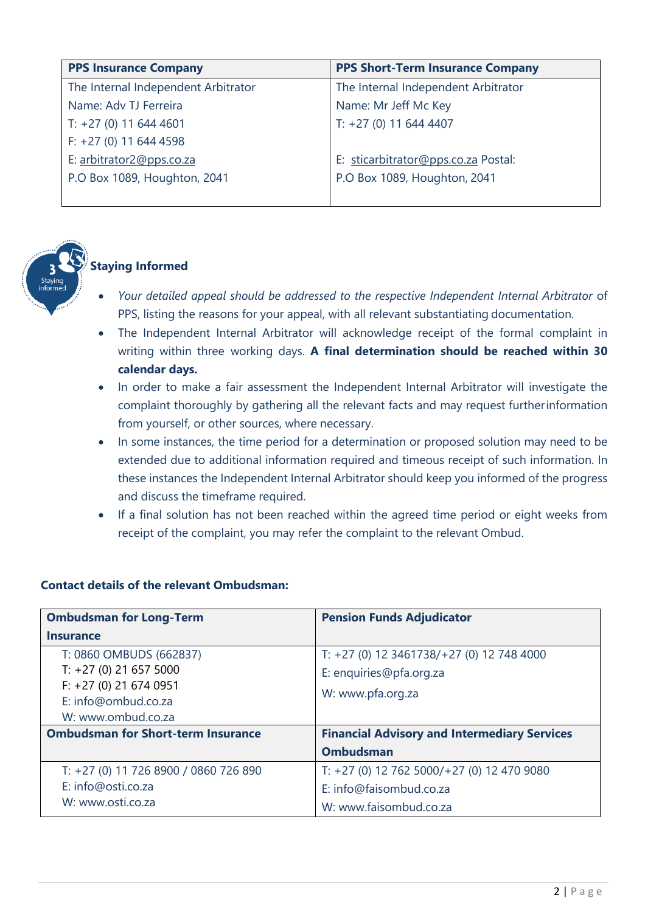| PPS Insurance Company | PPS Short-Term Insurance Company |
|---|---|
| The Internal Independent Arbitrator<br>Name: Adv TJ Ferreira<br>T: +27 (0) 11 644 4601<br>F: +27 (0) 11 644 4598<br>E: arbitrator2@pps.co.za<br>P.O Box 1089, Houghton, 2041 | The Internal Independent Arbitrator<br>Name: Mr Jeff Mc Key<br>T: +27 (0) 11 644 4407<br><br>E: sticarbitrator@pps.co.za Postal:<br>P.O Box 1089, Houghton, 2041 |

## Staying Informed

- *Your detailed appeal should be addressed to the respective Independent Internal Arbitrator* of PPS, listing the reasons for your appeal, with all relevant substantiating documentation.
- The Independent Internal Arbitrator will acknowledge receipt of the formal complaint in writing within three working days. **A final determination should be reached within 30 calendar days.**
- In order to make a fair assessment the Independent Internal Arbitrator will investigate the complaint thoroughly by gathering all the relevant facts and may request further information from yourself, or other sources, where necessary.
- In some instances, the time period for a determination or proposed solution may need to be extended due to additional information required and timeous receipt of such information. In these instances the Independent Internal Arbitrator should keep you informed of the progress and discuss the timeframe required.
- If a final solution has not been reached within the agreed time period or eight weeks from receipt of the complaint, you may refer the complaint to the relevant Ombud.

**Contact details of the relevant Ombudsman:**

| Ombudsman for Long-Term Insurance | Pension Funds Adjudicator |
|---|---|
| T: 0860 OMBUDS (662837)<br>T: +27 (0) 21 657 5000<br>F: +27 (0) 21 674 0951<br>E: info@ombud.co.za<br>W: www.ombud.co.za | T: +27 (0) 12 3461738/+27 (0) 12 748 4000<br>E: enquiries@pfa.org.za<br>W: www.pfa.org.za |
| **Ombudsman for Short-term Insurance** | **Financial Advisory and Intermediary Services Ombudsman** |
| T: +27 (0) 11 726 8900 / 0860 726 890<br>E: info@osti.co.za<br>W: www.osti.co.za | T: +27 (0) 12 762 5000/+27 (0) 12 470 9080<br>E: info@faisombud.co.za<br>W: www.faisombud.co.za |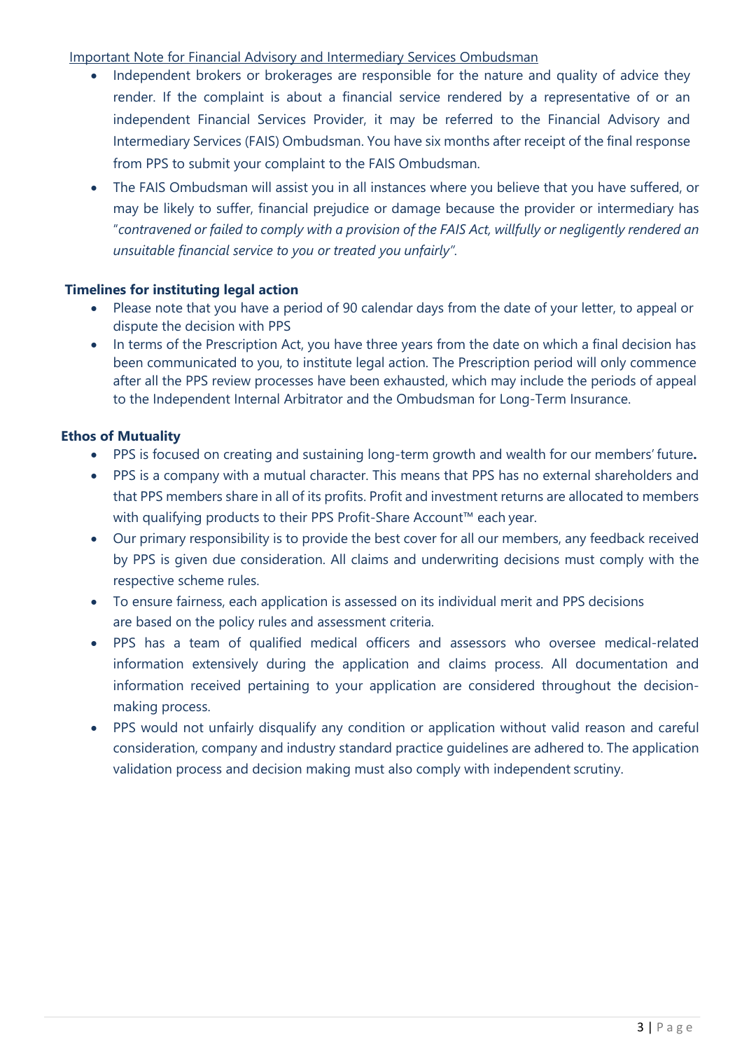Important Note for Financial Advisory and Intermediary Services Ombudsman

- Independent brokers or brokerages are responsible for the nature and quality of advice they render. If the complaint is about a financial service rendered by a representative of or an independent Financial Services Provider, it may be referred to the Financial Advisory and Intermediary Services (FAIS) Ombudsman. You have six months after receipt of the final response from PPS to submit your complaint to the FAIS Ombudsman.
- The FAIS Ombudsman will assist you in all instances where you believe that you have suffered, or may be likely to suffer, financial prejudice or damage because the provider or intermediary has "*contravened or failed to comply with a provision of the FAIS Act, willfully or negligently rendered an unsuitable financial service to you or treated you unfairly*".

**Timelines for instituting legal action**

- Please note that you have a period of 90 calendar days from the date of your letter, to appeal or dispute the decision with PPS
- In terms of the Prescription Act, you have three years from the date on which a final decision has been communicated to you, to institute legal action. The Prescription period will only commence after all the PPS review processes have been exhausted, which may include the periods of appeal to the Independent Internal Arbitrator and the Ombudsman for Long-Term Insurance.

**Ethos of Mutuality**

- PPS is focused on creating and sustaining long-term growth and wealth for our members' future**.**
- PPS is a company with a mutual character. This means that PPS has no external shareholders and that PPS members share in all of its profits. Profit and investment returns are allocated to members with qualifying products to their PPS Profit-Share Account™ each year.
- Our primary responsibility is to provide the best cover for all our members, any feedback received by PPS is given due consideration. All claims and underwriting decisions must comply with the respective scheme rules.
- To ensure fairness, each application is assessed on its individual merit and PPS decisions are based on the policy rules and assessment criteria.
- PPS has a team of qualified medical officers and assessors who oversee medical-related information extensively during the application and claims process. All documentation and information received pertaining to your application are considered throughout the decision-making process.
- PPS would not unfairly disqualify any condition or application without valid reason and careful consideration, company and industry standard practice guidelines are adhered to. The application validation process and decision making must also comply with independent scrutiny.